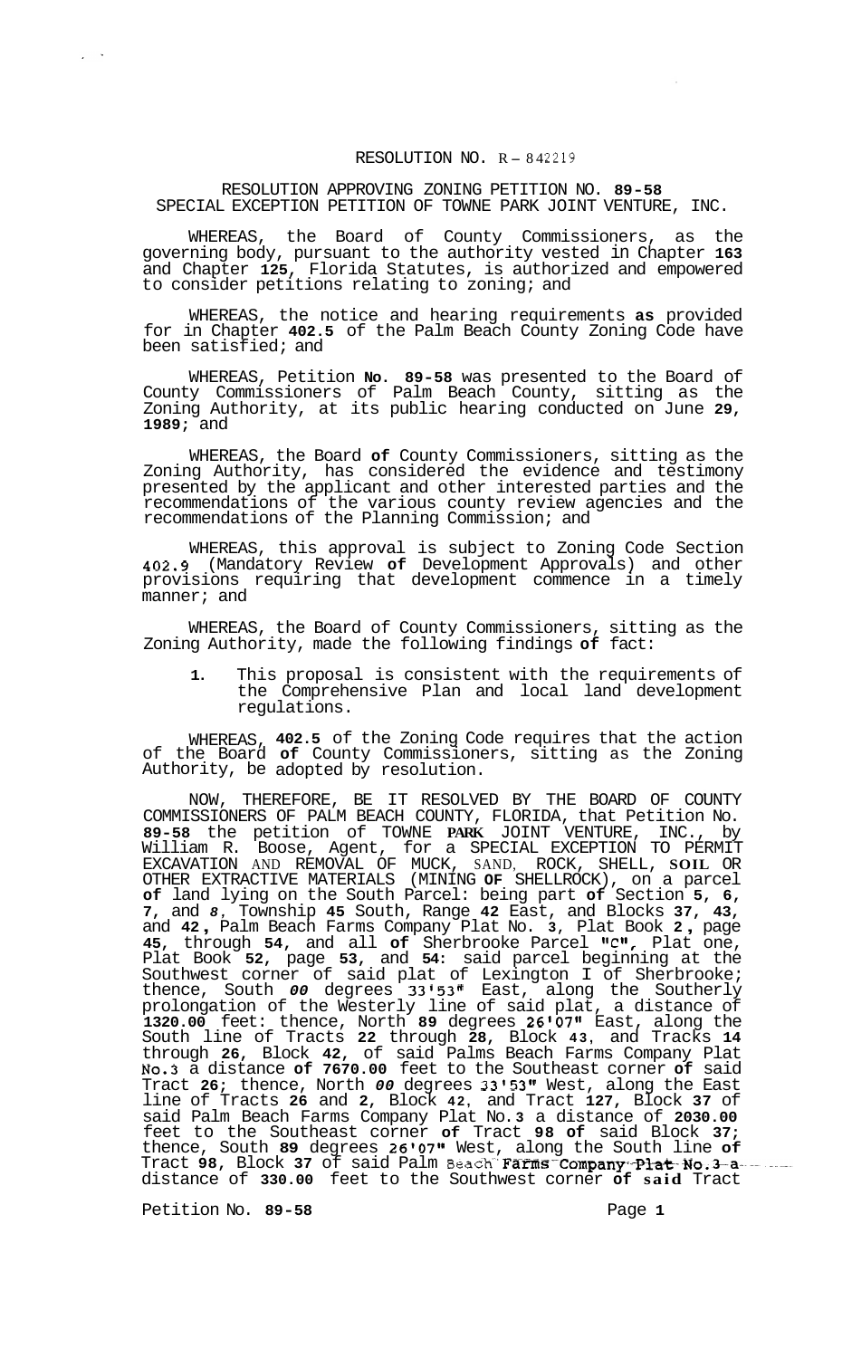RESOLUTION NO. R-842219

RESOLUTION APPROVING ZONING PETITION NO. 89-58
SPECIAL EXCEPTION PETITION OF TOWNE PARK JOINT VENTURE, INC.

WHEREAS, the Board of County Commissioners, as the governing body, pursuant to the authority vested in Chapter 163 and Chapter 125, Florida Statutes, is authorized and empowered to consider petitions relating to zoning; and

WHEREAS, the notice and hearing requirements as provided for in Chapter 402.5 of the Palm Beach County Zoning Code have been satisfied; and

WHEREAS, Petition No. 89-58 was presented to the Board of County Commissioners of Palm Beach County, sitting as the Zoning Authority, at its public hearing conducted on June 29, 1989; and

WHEREAS, the Board of County Commissioners, sitting as the Zoning Authority, has considered the evidence and testimony presented by the applicant and other interested parties and the recommendations of the various county review agencies and the recommendations of the Planning Commission; and

WHEREAS, this approval is subject to Zoning Code Section 402.9 (Mandatory Review of Development Approvals) and other provisions requiring that development commence in a timely manner; and

WHEREAS, the Board of County Commissioners, sitting as the Zoning Authority, made the following findings of fact:

1. This proposal is consistent with the requirements of the Comprehensive Plan and local land development regulations.

WHEREAS, 402.5 of the Zoning Code requires that the action of the Board of County Commissioners, sitting as the Zoning Authority, be adopted by resolution.

NOW, THEREFORE, BE IT RESOLVED BY THE BOARD OF COUNTY COMMISSIONERS OF PALM BEACH COUNTY, FLORIDA, that Petition No. 89-58 the petition of TOWNE PARK JOINT VENTURE, INC., by William R. Boose, Agent, for a SPECIAL EXCEPTION TO PERMIT EXCAVATION AND REMOVAL OF MUCK, SAND, ROCK, SHELL, SOIL OR OTHER EXTRACTIVE MATERIALS (MINING OF SHELLROCK), on a parcel of land lying on the South Parcel: being part of Section 5, 6, 7, and 8, Township 45 South, Range 42 East, and Blocks 37, 43, and 42, Palm Beach Farms Company Plat No. 3, Plat Book 2, page 45, through 54, and all of Sherbrooke Parcel "C", Plat one, Plat Book 52, page 53, and 54: said parcel beginning at the Southwest corner of said plat of Lexington I of Sherbrooke; thence, South 00 degrees 33'53" East, along the Southerly prolongation of the Westerly line of said plat, a distance of 1320.00 feet: thence, North 89 degrees 26'07" East, along the South line of Tracts 22 through 28, Block 43, and Tracks 14 through 26, Block 42, of said Palms Beach Farms Company Plat No.3 a distance of 7670.00 feet to the Southeast corner of said Tract 26; thence, North 00 degrees 33'53" West, along the East line of Tracts 26 and 2, Block 42, and Tract 127, Block 37 of said Palm Beach Farms Company Plat No.3 a distance of 2030.00 feet to the Southeast corner of Tract 98 of said Block 37; thence, South 89 degrees 26'07" West, along the South line of Tract 98, Block 37 of said Palm Beach Farms Company Plat No.3 a distance of 330.00 feet to the Southwest corner of said Tract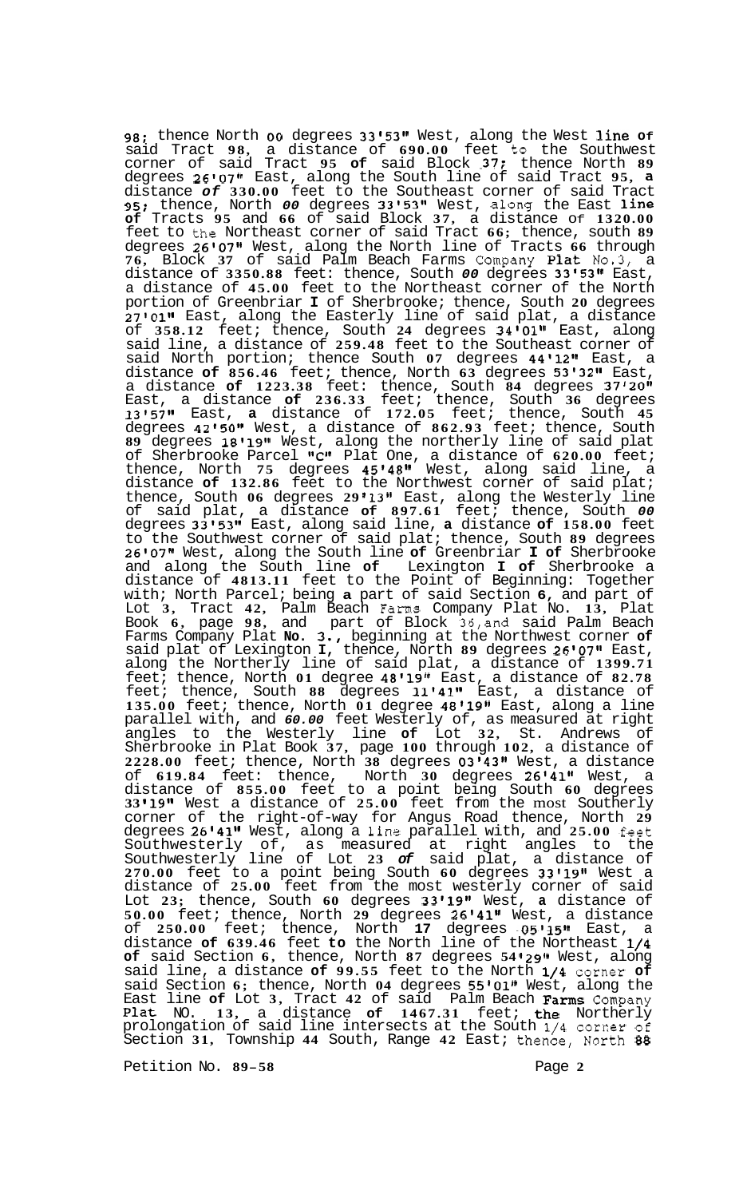98; thence North 00 degrees 33'53" West, along the West line of said Tract 98, a distance of 690.00 feet to the Southwest corner of said Tract 95 of said Block 37; thence North 89 degrees 26'07" East, along the South line of said Tract 95, a distance of 330.00 feet to the Southeast corner of said Tract 95; thence, North 00 degrees 33'53" West, along the East line of Tracts 95 and 66 of said Block 37, a distance of 1320.00 feet to the Northeast corner of said Tract 66; thence, south 89 degrees 26'07" West, along the North line of Tracts 66 through 76, Block 37 of said Palm Beach Farms Company Plat No.3, a distance of 3350.88 feet: thence, South 00 degrees 33'53" East, a distance of 45.00 feet to the Northeast corner of the North portion of Greenbriar I of Sherbrooke; thence, South 20 degrees 27'01" East, along the Easterly line of said plat, a distance of 358.12 feet; thence, South 24 degrees 34'01" East, along said line, a distance of 259.48 feet to the Southeast corner of said North portion; thence South 07 degrees 44'12" East, a distance of 856.46 feet; thence, North 63 degrees 53'32" East, a distance of 1223.38 feet: thence, South 84 degrees 37'20" East, a distance of 236.33 feet; thence, South 36 degrees 13'57" East, a distance of 172.05 feet; thence, South 45 degrees 42'50" West, a distance of 862.93 feet; thence, South 89 degrees 18'19" West, along the northerly line of said plat of Sherbrooke Parcel "C" Plat One, a distance of 620.00 feet; thence, North 75 degrees 45'48" West, along said line, a distance of 132.86 feet to the Northwest corner of said plat; thence, South 06 degrees 29'13" East, along the Westerly line of said plat, a distance of 897.61 feet; thence, South 00 degrees 33'53" East, along said line, a distance of 158.00 feet to the Southwest corner of said plat; thence, South 89 degrees 26'07" West, along the South line of Greenbriar I of Sherbrooke and along the South line of Lexington I of Sherbrooke a distance of 4813.11 feet to the Point of Beginning: Together with; North Parcel; being a part of said Section 6, and part of Lot 3, Tract 42, Palm Beach Farms Company Plat No. 13, Plat Book 6, page 98, and part of Block 36, and said Palm Beach Farms Company Plat No. 3., beginning at the Northwest corner of said plat of Lexington I, thence, North 89 degrees 26'07" East, along the Northerly line of said plat, a distance of 1399.71 feet; thence, North 01 degree 48'19" East, a distance of 82.78 feet; thence, South 88 degrees 11'41" East, a distance of 135.00 feet; thence, North 01 degree 48'19" East, along a line parallel with, and 60.00 feet Westerly of, as measured at right angles to the Westerly line of Lot 32, St. Andrews of Sherbrooke in Plat Book 37, page 100 through 102, a distance of 2228.00 feet; thence, North 38 degrees 03'43" West, a distance of 619.84 feet: thence, North 30 degrees 26'41" West, a distance of 855.00 feet to a point being South 60 degrees 33'19" West a distance of 25.00 feet from the most Southerly corner of the right-of-way for Angus Road thence, North 29 degrees 26'41" West, along a line parallel with, and 25.00 feet Southwesterly of, as measured at right angles to the Southwesterly line of Lot 23 of said plat, a distance of 270.00 feet to a point being South 60 degrees 33'19" West a distance of 25.00 feet from the most westerly corner of said Lot 23; thence, South 60 degrees 33'19" West, a distance of 50.00 feet; thence, North 29 degrees 26'41" West, a distance of 250.00 feet; thence, North 17 degrees 05'15" East, a distance of 639.46 feet to the North line of the Northeast 1/4 of said Section 6, thence, North 87 degrees 54'29" West, along said line, a distance of 99.55 feet to the North 1/4 corner of said Section 6; thence, North 04 degrees 55'01" West, along the East line of Lot 3, Tract 42 of said Palm Beach Farms Company Plat NO. 13, a distance of 1467.31 feet; the Northerly prolongation of said line intersects at the South 1/4 corner of Section 31, Township 44 South, Range 42 East; thence, North 88

Petition No. 89-58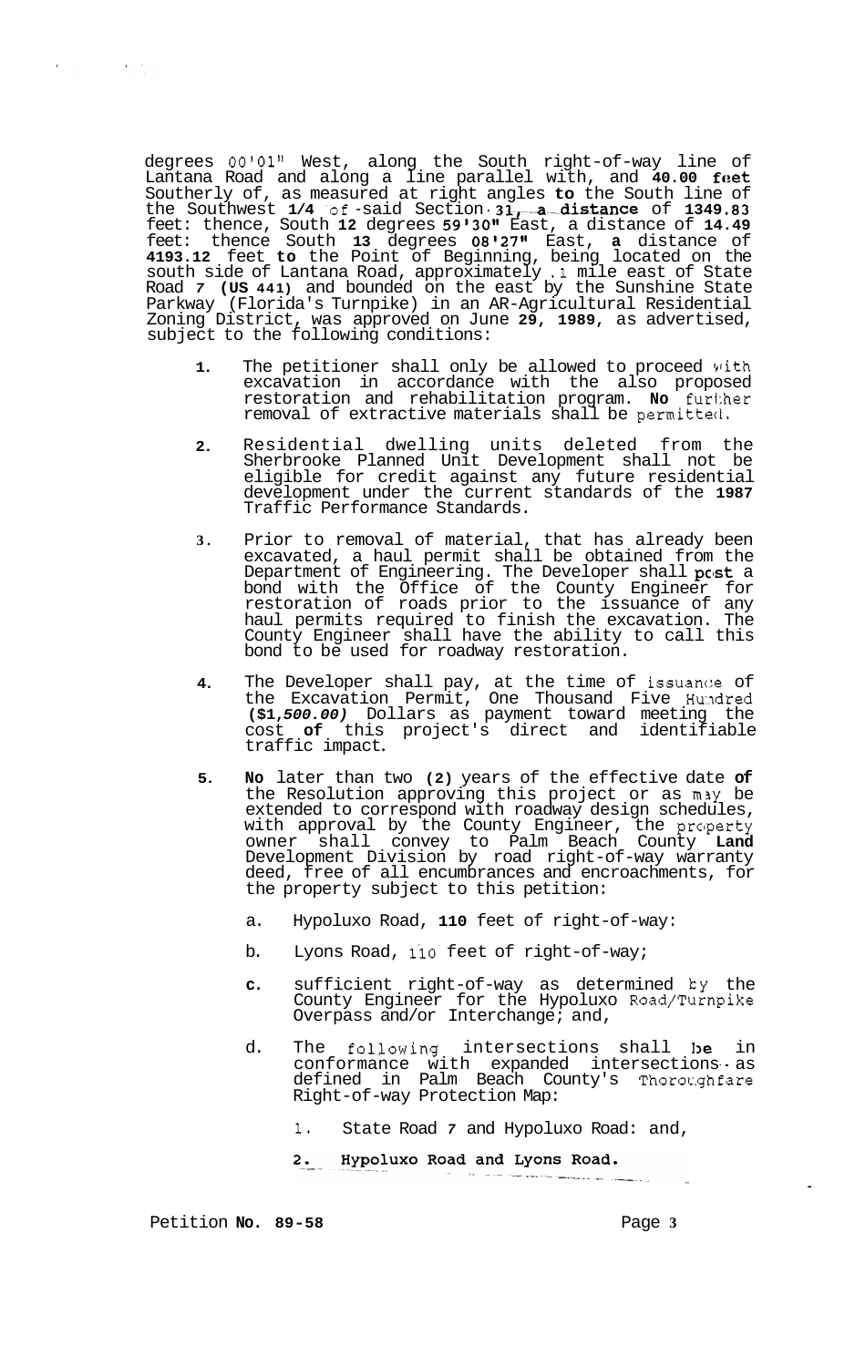degrees 00'01" West, along the South right-of-way line of Lantana Road and along a line parallel with, and **40.00 feet** Southerly of, as measured at right angles **to** the South line of the Southwest **1/4** of said Section **31, a distance** of **1349.83** feet: thence, South **12** degrees **59'30"** East, a distance of **14.49** feet: thence South **13** degrees **08'27"** East, **a** distance of **4193.12** feet **to** the Point of Beginning, being located on the south side of Lantana Road, approximately .1 mile east of State Road *7* **(US 441)** and bounded on the east by the Sunshine State Parkway (Florida's Turnpike) in an AR-Agricultural Residential Zoning District, was approved on June **29, 1989**, as advertised, subject to the following conditions:

1. The petitioner shall only be allowed to proceed with excavation in accordance with the also proposed restoration and rehabilitation program. **No** further removal of extractive materials shall be permitted.

2. Residential dwelling units deleted from the Sherbrooke Planned Unit Development shall not be eligible for credit against any future residential development under the current standards of the **1987** Traffic Performance Standards.

3. Prior to removal of material, that has already been excavated, a haul permit shall be obtained from the Department of Engineering. The Developer shall **post** a bond with the Office of the County Engineer for restoration of roads prior to the issuance of any haul permits required to finish the excavation. The County Engineer shall have the ability to call this bond to be used for roadway restoration.

4. The Developer shall pay, at the time of issuance of the Excavation Permit, One Thousand Five Hundred **($1,*500.00*)** Dollars as payment toward meeting the cost **of** this project's direct and identifiable traffic impact.

5. **No** later than two **(2)** years of the effective date **of** the Resolution approving this project or as may be extended to correspond with roadway design schedules, with approval by the County Engineer, the property owner shall convey to Palm Beach County **Land** Development Division by road right-of-way warranty deed, free of all encumbrances and encroachments, for the property subject to this petition:

   a. Hypoluxo Road, **110** feet of right-of-way:

   b. Lyons Road, 110 feet of right-of-way;

   c. sufficient right-of-way as determined by the County Engineer for the Hypoluxo Road/Turnpike Overpass and/or Interchange; and,

   d. The following intersections shall **be** in conformance with expanded intersections as defined in Palm Beach County's Thoroughfare Right-of-way Protection Map:

      1. State Road *7* and Hypoluxo Road: and,

      **2. Hypoluxo Road and Lyons Road.**

Petition **No. 89-58**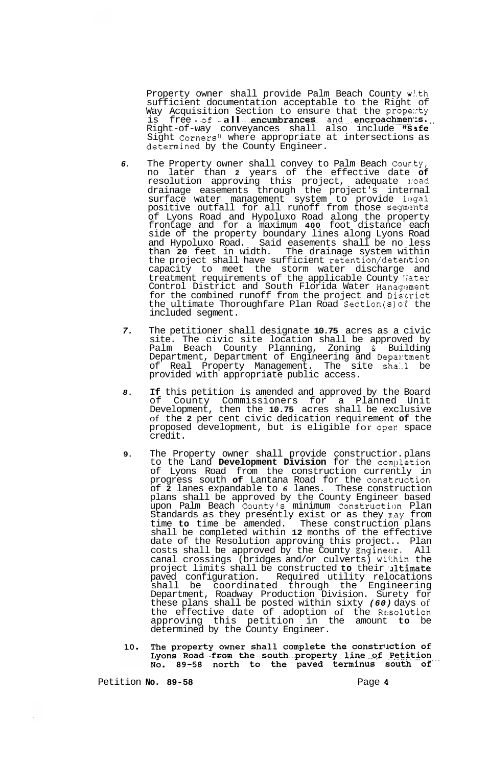Property owner shall provide Palm Beach County with sufficient documentation acceptable to the Right of Way Acquisition Section to ensure that the property is free of all encumbrances and encroachments. Right-of-way conveyances shall also include "Safe Sight Corners" where appropriate at intersections as determined by the County Engineer.

6. The Property owner shall convey to Palm Beach County, no later than 2 years of the effective date of resolution approving this project, adequate road drainage easements through the project's internal surface water management system to provide legal positive outfall for all runoff from those segments of Lyons Road and Hypoluxo Road along the property frontage and for a maximum 400 foot distance each side of the property boundary lines along Lyons Road and Hypoluxo Road. Said easements shall be no less than 20 feet in width. The drainage system within the project shall have sufficient retention/detention capacity to meet the storm water discharge and treatment requirements of the applicable County Water Control District and South Florida Water Management for the combined runoff from the project and District the ultimate Thoroughfare Plan Road Section(s) of the included segment.

7. The petitioner shall designate 10.75 acres as a civic site. The civic site location shall be approved by Palm Beach County Planning, Zoning & Building Department, Department of Engineering and Department of Real Property Management. The site shall be provided with appropriate public access.

8. If this petition is amended and approved by the Board of County Commissioners for a Planned Unit Development, then the 10.75 acres shall be exclusive of the 2 per cent civic dedication requirement of the proposed development, but is eligible for open space credit.

9. The Property owner shall provide construction plans to the Land Development Division for the completion of Lyons Road from the construction currently in progress south of Lantana Road for the construction of 2 lanes expandable to 6 lanes. These construction plans shall be approved by the County Engineer based upon Palm Beach County's minimum Construction Plan Standards as they presently exist or as they may from time to time be amended. These construction plans shall be completed within 12 months of the effective date of the Resolution approving this project.. Plan costs shall be approved by the County Engineer. All canal crossings (bridges and/or culverts) within the project limits shall be constructed to their ultimate paved configuration. Required utility relocations shall be coordinated through the Engineering Department, Roadway Production Division. Surety for these plans shall be posted within sixty *(60)* days of the effective date of adoption of the Resolution approving this petition in the amount to be determined by the County Engineer.

10. **The property owner shall complete the construction of Lyons Road from the south property line of Petition No. 89-58 north to the paved terminus south of**

Petition No. 89-58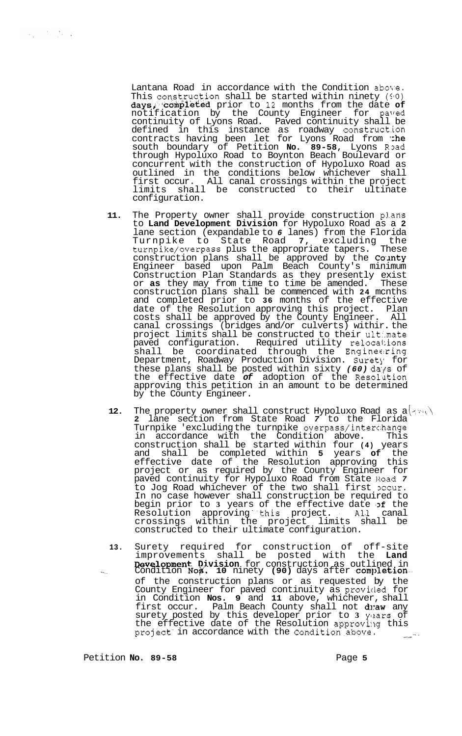Lantana Road in accordance with the Condition above. This construction shall be started within ninety (90) days, completed prior to 12 months from the date of notification by the County Engineer for paved continuity of Lyons Road. Paved continuity shall be defined in this instance as roadway construction contracts having been let for Lyons Road from the south boundary of Petition **No. 89-58,** Lyons Road through Hypoluxo Road to Boynton Beach Boulevard or concurrent with the construction of Hypoluxo Road as outlined in the conditions below whichever shall first occur. All canal crossings within the project limits shall be constructed to their ultinate configuration.

**11.** The Property owner shall provide construction plans to **Land Development Division** for Hypoluxo Road as a **2** lane section (expandable to *6* lanes) from the Florida Turnpike to State Road **7,** excluding the turnpike/overpass plus the appropriate tapers. These construction plans shall be approved by the County Engineer based upon Palm Beach County's minimum Construction Plan Standards as they presently exist or **as** they may from time to time be amended. These construction plans shall be commenced with **24** mcnths and completed prior to **36** months of the effective date of the Resolution approving this project. Plan costs shall be approved by the County Engineer. All canal crossings (bridges and/or culverts) withir the project limits shall be constructed to their ultimate paved configuration. Required utility relocations shall be coordinated through the Engineering Department, Roadway Production Division. Surety for these plans shall be posted within sixty *(60)* days of the effective date *of* adoption of the Resolution approving this petition in an amount to be determined by the County Engineer.

**12.** The property owner shall construct Hypoluxo Road as a **2** lane section from State Road **7** to the Florida Turnpike 'excluding the turnpike overpass/interchange in accordance with the Condition above. This construction shall be started within four **(4)** years and shall be completed within **5** years **of** the effective date of the Resolution approving this project or as required by the County Engineer for paved continuity for Hypoluxo Road from State Road *7* to Jog Road whichever of the two shall first occur. In no case however shall construction be required to begin prior to **3** years of the effective date **of** the Resolution approving this project. All canal crossings within the project limits shall be constructed to their ultimate configuration.

**13.** Surety required for construction of off-site improvements shall be posted with the **Land Development Division** for construction as outlined in Condition **Nos. 10** ninety **(90)** days after **completion** of the construction plans or as requested by the County Engineer for paved continuity as provided for in Condition **Nos. 9** and **11** above, whichever, shall first occur. Palm Beach County shall not **draw** any surety posted by this developer prior to **3** years of the effective date of the Resolution approving this project in accordance with the Condition above.

Petition **No. 89-58**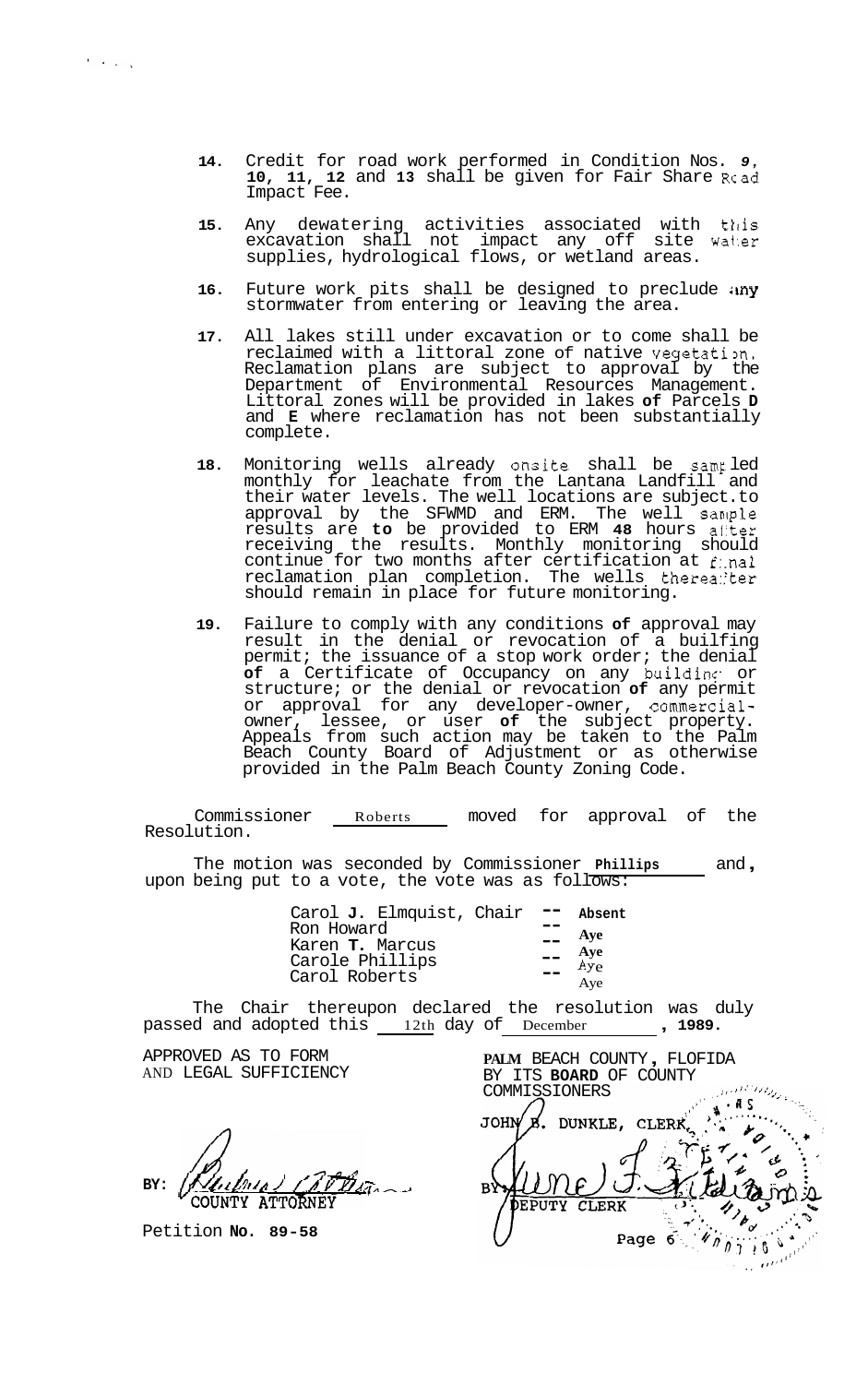14. Credit for road work performed in Condition Nos. 9, 10, 11, 12 and 13 shall be given for Fair Share Road Impact Fee.

15. Any dewatering activities associated with this excavation shall not impact any off site water supplies, hydrological flows, or wetland areas.

16. Future work pits shall be designed to preclude any stormwater from entering or leaving the area.

17. All lakes still under excavation or to come shall be reclaimed with a littoral zone of native vegetation. Reclamation plans are subject to approval by the Department of Environmental Resources Management. Littoral zones will be provided in lakes of Parcels D and E where reclamation has not been substantially complete.

18. Monitoring wells already onsite shall be sampled monthly for leachate from the Lantana Landfill and their water levels. The well locations are subject.to approval by the SFWMD and ERM. The well sample results are to be provided to ERM 48 hours after receiving the results. Monthly monitoring should continue for two months after certification at final reclamation plan completion. The wells thereafter should remain in place for future monitoring.

19. Failure to comply with any conditions of approval may result in the denial or revocation of a builfing permit; the issuance of a stop work order; the denial of a Certificate of Occupancy on any building or structure; or the denial or revocation of any permit or approval for any developer-owner, commercial-owner, lessee, or user of the subject property. Appeals from such action may be taken to the Palm Beach County Board of Adjustment or as otherwise provided in the Palm Beach County Zoning Code.

Commissioner Roberts moved for approval of the Resolution.

The motion was seconded by Commissioner Phillips and, upon being put to a vote, the vote was as follows:

| | | |
|---|---|---|
| Carol J. Elmquist, Chair | -- | Absent |
| Ron Howard | -- | Aye |
| Karen T. Marcus | -- | Aye |
| Carole Phillips | -- | Aye |
| Carol Roberts | -- | Aye |

The Chair thereupon declared the resolution was duly passed and adopted this 12th day of December, 1989.

APPROVED AS TO FORM AND LEGAL SUFFICIENCY

BY: COUNTY ATTORNEY

Petition No. 89-58

PALM BEACH COUNTY, FLOFIDA BY ITS BOARD OF COUNTY COMMISSIONERS

JOHN B. DUNKLE, CLERK

BY: DEPUTY CLERK